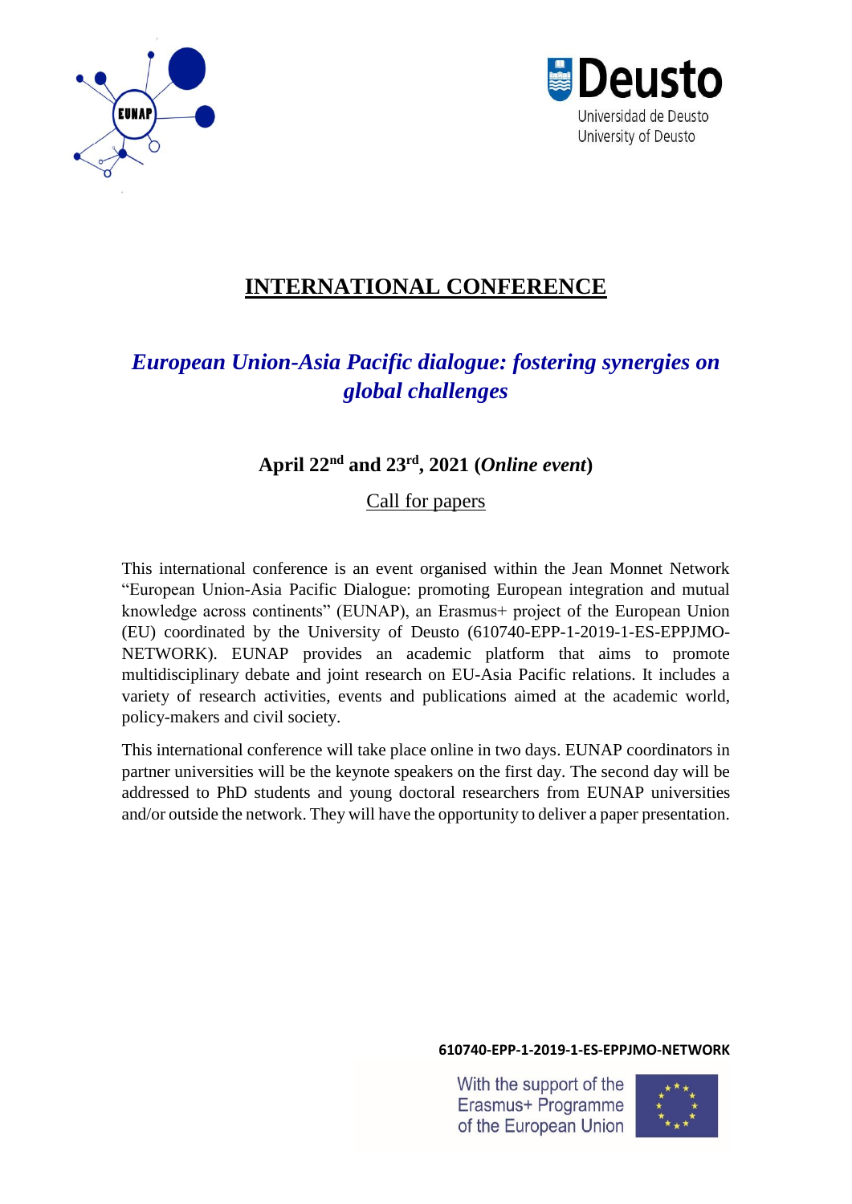# INTERNATIONAL CONFERENCE

## *European Union-Asia Pacific dialogue: fostering synergies on global challenges*

**April 22nd and 23rd, 2021 (*Online event*)**

Call for papers

This international conference is an event organised within the Jean Monnet Network "European Union-Asia Pacific Dialogue: promoting European integration and mutual knowledge across continents" (EUNAP), an Erasmus+ project of the European Union (EU) coordinated by the University of Deusto (610740-EPP-1-2019-1-ES-EPPJMO-NETWORK). EUNAP provides an academic platform that aims to promote multidisciplinary debate and joint research on EU-Asia Pacific relations. It includes a variety of research activities, events and publications aimed at the academic world, policy-makers and civil society.

This international conference will take place online in two days. EUNAP coordinators in partner universities will be the keynote speakers on the first day. The second day will be addressed to PhD students and young doctoral researchers from EUNAP universities and/or outside the network. They will have the opportunity to deliver a paper presentation.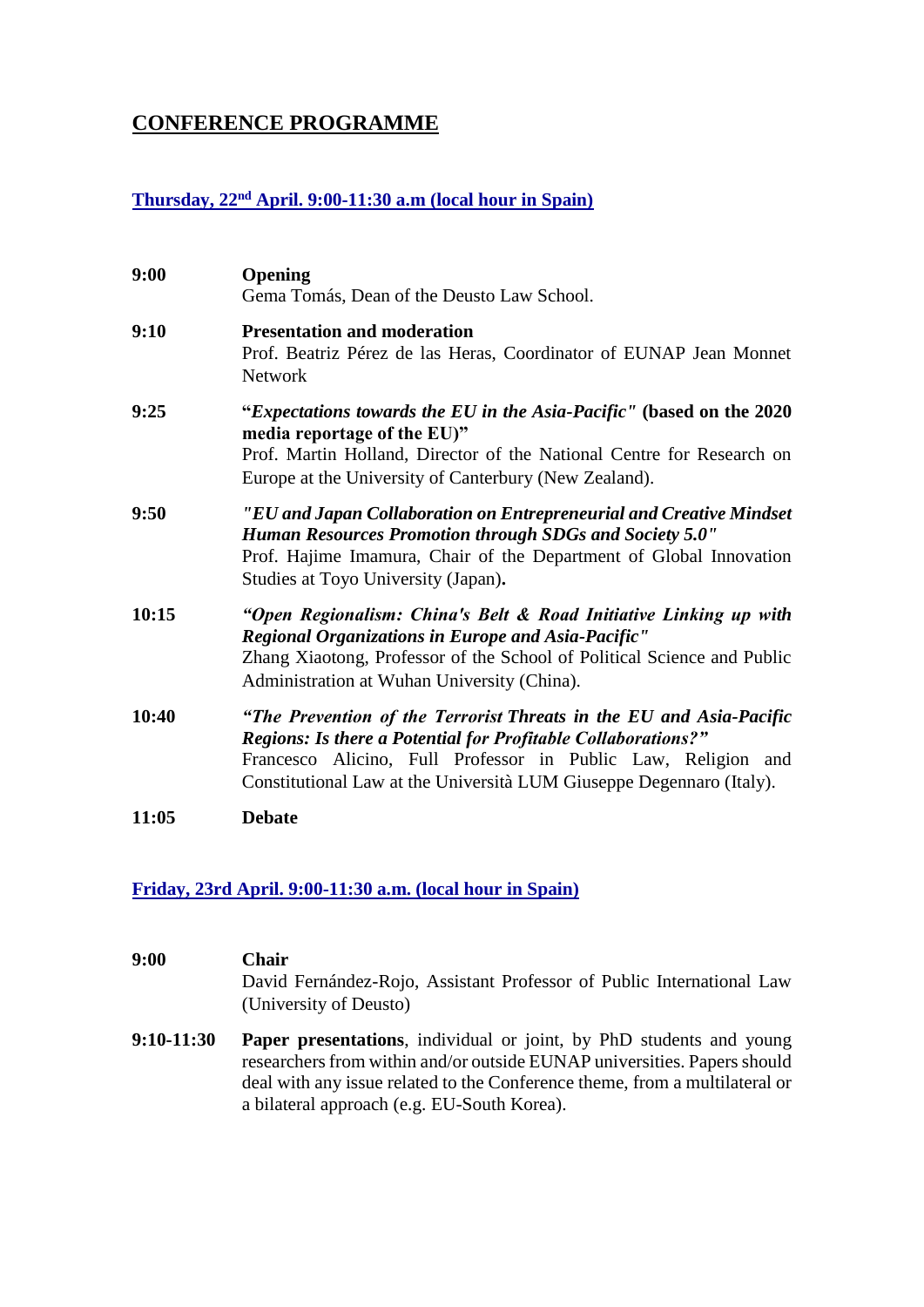## CONFERENCE PROGRAMME

### Thursday, 22nd April. 9:00-11:30 a.m (local hour in Spain)

**9:00** **Opening**
Gema Tomás, Dean of the Deusto Law School.

**9:10** **Presentation and moderation**
Prof. Beatriz Pérez de las Heras, Coordinator of EUNAP Jean Monnet Network

**9:25** **"*Expectations towards the EU in the Asia-Pacific*" (based on the 2020 media reportage of the EU)"**
Prof. Martin Holland, Director of the National Centre for Research on Europe at the University of Canterbury (New Zealand).

**9:50** ***"EU and Japan Collaboration on Entrepreneurial and Creative Mindset Human Resources Promotion through SDGs and Society 5.0"***
Prof. Hajime Imamura, Chair of the Department of Global Innovation Studies at Toyo University (Japan)**.**

**10:15** ***"Open Regionalism: China's Belt & Road Initiative Linking up with Regional Organizations in Europe and Asia-Pacific"***
Zhang Xiaotong, Professor of the School of Political Science and Public Administration at Wuhan University (China).

**10:40** ***"The Prevention of the Terrorist Threats in the EU and Asia-Pacific Regions: Is there a Potential for Profitable Collaborations?"***
Francesco Alicino, Full Professor in Public Law, Religion and Constitutional Law at the Università LUM Giuseppe Degennaro (Italy).

**11:05** **Debate**

### Friday, 23rd April. 9:00-11:30 a.m. (local hour in Spain)

**9:00** **Chair**
David Fernández-Rojo, Assistant Professor of Public International Law (University of Deusto)

**9:10-11:30** **Paper presentations**, individual or joint, by PhD students and young researchers from within and/or outside EUNAP universities. Papers should deal with any issue related to the Conference theme, from a multilateral or a bilateral approach (e.g. EU-South Korea).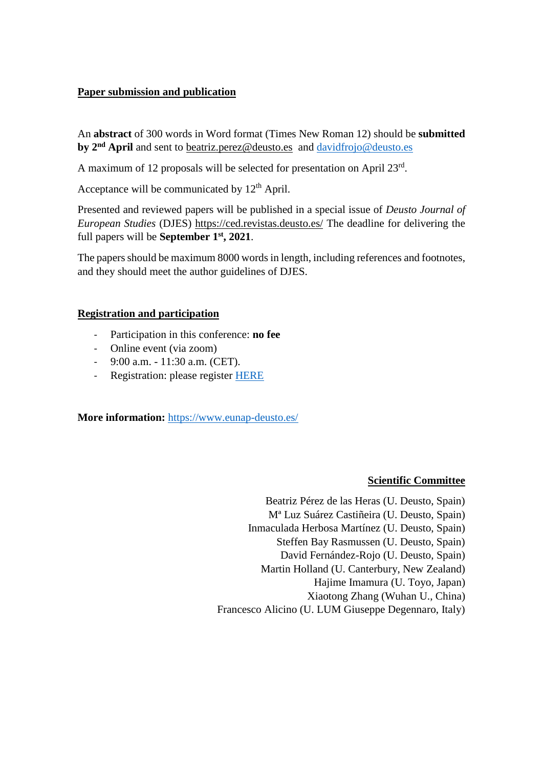## Paper submission and publication

An **abstract** of 300 words in Word format (Times New Roman 12) should be **submitted by 2nd April** and sent to beatriz.perez@deusto.es and davidfrojo@deusto.es

A maximum of 12 proposals will be selected for presentation on April 23rd.

Acceptance will be communicated by 12th April.

Presented and reviewed papers will be published in a special issue of *Deusto Journal of European Studies* (DJES) https://ced.revistas.deusto.es/ The deadline for delivering the full papers will be **September 1st, 2021**.

The papers should be maximum 8000 words in length, including references and footnotes, and they should meet the author guidelines of DJES.

## Registration and participation

- Participation in this conference: **no fee**
- Online event (via zoom)
- 9:00 a.m. - 11:30 a.m. (CET).
- Registration: please register HERE

**More information:** https://www.eunap-deusto.es/

## Scientific Committee

Beatriz Pérez de las Heras (U. Deusto, Spain)
Mª Luz Suárez Castiñeira (U. Deusto, Spain)
Inmaculada Herbosa Martínez (U. Deusto, Spain)
Steffen Bay Rasmussen (U. Deusto, Spain)
David Fernández-Rojo (U. Deusto, Spain)
Martin Holland (U. Canterbury, New Zealand)
Hajime Imamura (U. Toyo, Japan)
Xiaotong Zhang (Wuhan U., China)
Francesco Alicino (U. LUM Giuseppe Degennaro, Italy)